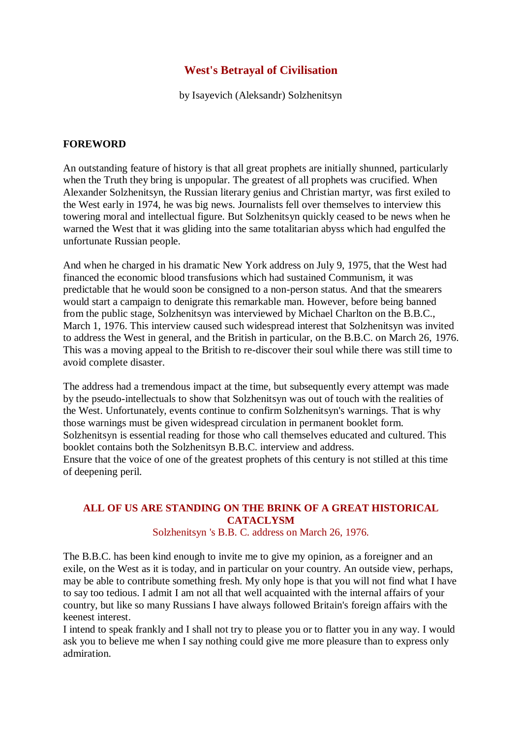# West's Betrayal of Civilisation

by Isayevich (Aleksandr) Solzhenitsyn

## FOREWORD

An outstanding feature of history is that all great prophets are initially shunned, particularly when the Truth they bring is unpopular. The greatest of all prophets was crucified. When Alexander Solzhenitsyn, the Russian literary genius and Christian martyr, was first exiled to the West early in 1974, he was big news. Journalists fell over themselves to interview this towering moral and intellectual figure. But Solzhenitsyn quickly ceased to be news when he warned the West that it was gliding into the same totalitarian abyss which had engulfed the unfortunate Russian people.

And when he charged in his dramatic New York address on July 9, 1975, that the West had financed the economic blood transfusions which had sustained Communism, it was predictable that he would soon be consigned to a non-person status. And that the smearers would start a campaign to denigrate this remarkable man. However, before being banned from the public stage, Solzhenitsyn was interviewed by Michael Charlton on the B.B.C., March 1, 1976. This interview caused such widespread interest that Solzhenitsyn was invited to address the West in general, and the British in particular, on the B.B.C. on March 26, 1976. This was a moving appeal to the British to re-discover their soul while there was still time to avoid complete disaster.

The address had a tremendous impact at the time, but subsequently every attempt was made by the pseudo-intellectuals to show that Solzhenitsyn was out of touch with the realities of the West. Unfortunately, events continue to confirm Solzhenitsyn's warnings. That is why those warnings must be given widespread circulation in permanent booklet form. Solzhenitsyn is essential reading for those who call themselves educated and cultured. This booklet contains both the Solzhenitsyn B.B.C. interview and address.
Ensure that the voice of one of the greatest prophets of this century is not stilled at this time of deepening peril.

## ALL OF US ARE STANDING ON THE BRINK OF A GREAT HISTORICAL CATACLYSM

Solzhenitsyn 's B.B. C. address on March 26, 1976.

The B.B.C. has been kind enough to invite me to give my opinion, as a foreigner and an exile, on the West as it is today, and in particular on your country. An outside view, perhaps, may be able to contribute something fresh. My only hope is that you will not find what I have to say too tedious. I admit I am not all that well acquainted with the internal affairs of your country, but like so many Russians I have always followed Britain's foreign affairs with the keenest interest.
I intend to speak frankly and I shall not try to please you or to flatter you in any way. I would ask you to believe me when I say nothing could give me more pleasure than to express only admiration.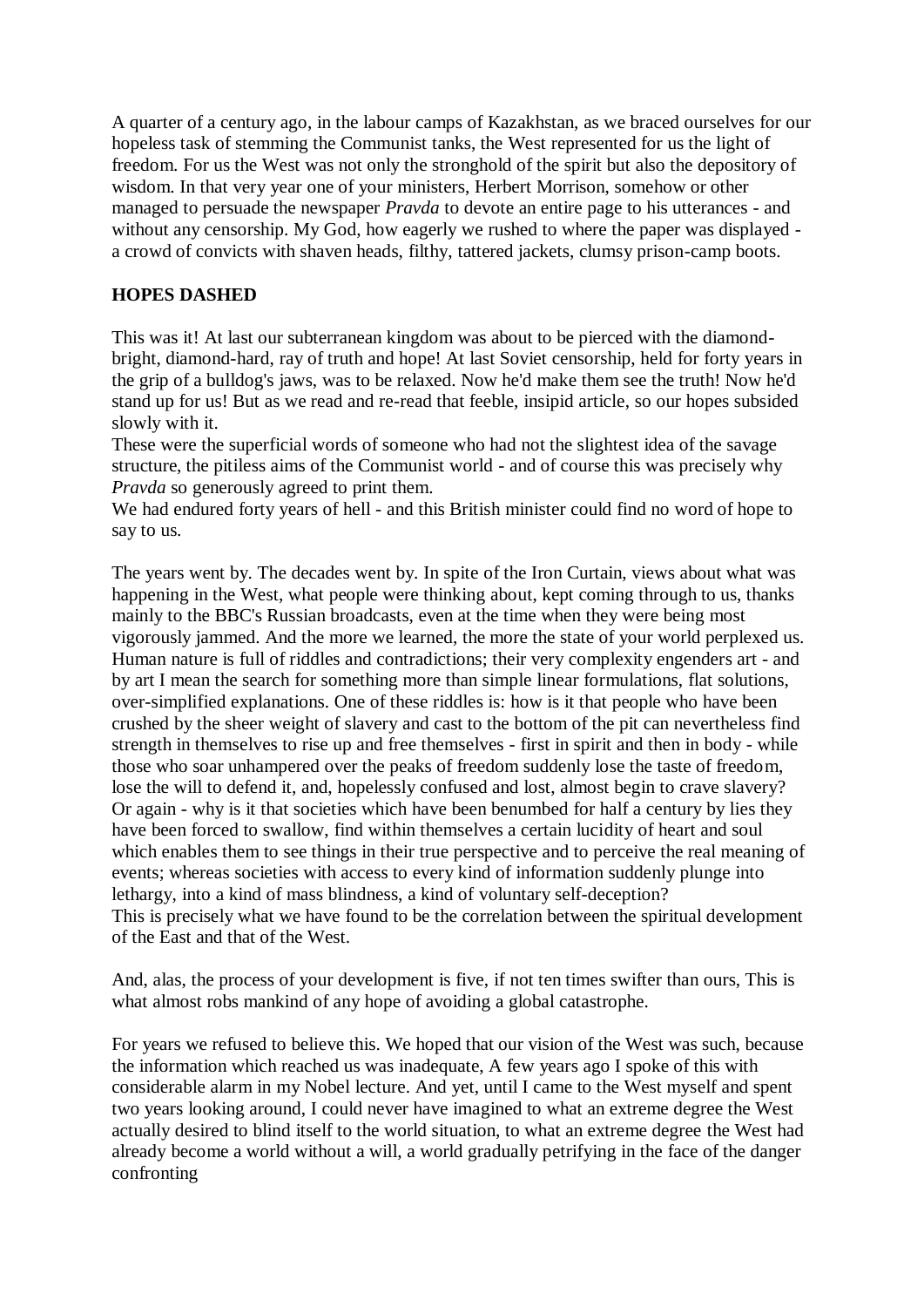A quarter of a century ago, in the labour camps of Kazakhstan, as we braced ourselves for our hopeless task of stemming the Communist tanks, the West represented for us the light of freedom. For us the West was not only the stronghold of the spirit but also the depository of wisdom. In that very year one of your ministers, Herbert Morrison, somehow or other managed to persuade the newspaper *Pravda* to devote an entire page to his utterances - and without any censorship. My God, how eagerly we rushed to where the paper was displayed - a crowd of convicts with shaven heads, filthy, tattered jackets, clumsy prison-camp boots.

**HOPES DASHED**

This was it! At last our subterranean kingdom was about to be pierced with the diamond-bright, diamond-hard, ray of truth and hope! At last Soviet censorship, held for forty years in the grip of a bulldog's jaws, was to be relaxed. Now he'd make them see the truth! Now he'd stand up for us! But as we read and re-read that feeble, insipid article, so our hopes subsided slowly with it.
These were the superficial words of someone who had not the slightest idea of the savage structure, the pitiless aims of the Communist world - and of course this was precisely why *Pravda* so generously agreed to print them.
We had endured forty years of hell - and this British minister could find no word of hope to say to us.

The years went by. The decades went by. In spite of the Iron Curtain, views about what was happening in the West, what people were thinking about, kept coming through to us, thanks mainly to the BBC's Russian broadcasts, even at the time when they were being most vigorously jammed. And the more we learned, the more the state of your world perplexed us. Human nature is full of riddles and contradictions; their very complexity engenders art - and by art I mean the search for something more than simple linear formulations, flat solutions, over-simplified explanations. One of these riddles is: how is it that people who have been crushed by the sheer weight of slavery and cast to the bottom of the pit can nevertheless find strength in themselves to rise up and free themselves - first in spirit and then in body - while those who soar unhampered over the peaks of freedom suddenly lose the taste of freedom, lose the will to defend it, and, hopelessly confused and lost, almost begin to crave slavery? Or again - why is it that societies which have been benumbed for half a century by lies they have been forced to swallow, find within themselves a certain lucidity of heart and soul which enables them to see things in their true perspective and to perceive the real meaning of events; whereas societies with access to every kind of information suddenly plunge into lethargy, into a kind of mass blindness, a kind of voluntary self-deception?
This is precisely what we have found to be the correlation between the spiritual development of the East and that of the West.

And, alas, the process of your development is five, if not ten times swifter than ours, This is what almost robs mankind of any hope of avoiding a global catastrophe.

For years we refused to believe this. We hoped that our vision of the West was such, because the information which reached us was inadequate, A few years ago I spoke of this with considerable alarm in my Nobel lecture. And yet, until I came to the West myself and spent two years looking around, I could never have imagined to what an extreme degree the West actually desired to blind itself to the world situation, to what an extreme degree the West had already become a world without a will, a world gradually petrifying in the face of the danger confronting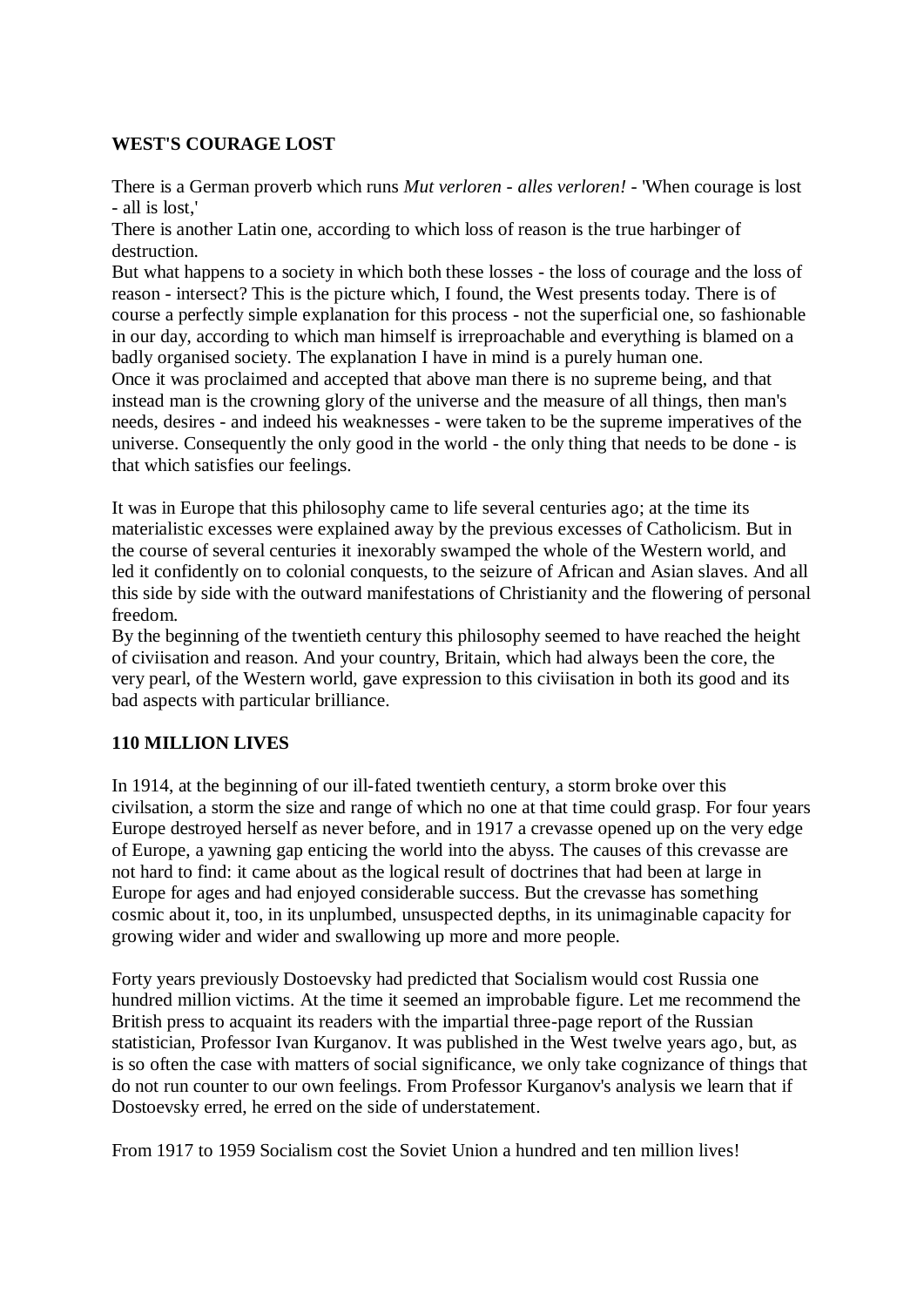**WEST'S COURAGE LOST**

There is a German proverb which runs *Mut verloren - alles verloren!* - 'When courage is lost - all is lost,'

There is another Latin one, according to which loss of reason is the true harbinger of destruction.

But what happens to a society in which both these losses - the loss of courage and the loss of reason - intersect? This is the picture which, I found, the West presents today. There is of course a perfectly simple explanation for this process - not the superficial one, so fashionable in our day, according to which man himself is irreproachable and everything is blamed on a badly organised society. The explanation I have in mind is a purely human one.

Once it was proclaimed and accepted that above man there is no supreme being, and that instead man is the crowning glory of the universe and the measure of all things, then man's needs, desires - and indeed his weaknesses - were taken to be the supreme imperatives of the universe. Consequently the only good in the world - the only thing that needs to be done - is that which satisfies our feelings.

It was in Europe that this philosophy came to life several centuries ago; at the time its materialistic excesses were explained away by the previous excesses of Catholicism. But in the course of several centuries it inexorably swamped the whole of the Western world, and led it confidently on to colonial conquests, to the seizure of African and Asian slaves. And all this side by side with the outward manifestations of Christianity and the flowering of personal freedom.

By the beginning of the twentieth century this philosophy seemed to have reached the height of civiisation and reason. And your country, Britain, which had always been the core, the very pearl, of the Western world, gave expression to this civiisation in both its good and its bad aspects with particular brilliance.

**110 MILLION LIVES**

In 1914, at the beginning of our ill-fated twentieth century, a storm broke over this civilsation, a storm the size and range of which no one at that time could grasp. For four years Europe destroyed herself as never before, and in 1917 a crevasse opened up on the very edge of Europe, a yawning gap enticing the world into the abyss. The causes of this crevasse are not hard to find: it came about as the logical result of doctrines that had been at large in Europe for ages and had enjoyed considerable success. But the crevasse has something cosmic about it, too, in its unplumbed, unsuspected depths, in its unimaginable capacity for growing wider and wider and swallowing up more and more people.

Forty years previously Dostoevsky had predicted that Socialism would cost Russia one hundred million victims. At the time it seemed an improbable figure. Let me recommend the British press to acquaint its readers with the impartial three-page report of the Russian statistician, Professor Ivan Kurganov. It was published in the West twelve years ago, but, as is so often the case with matters of social significance, we only take cognizance of things that do not run counter to our own feelings. From Professor Kurganov's analysis we learn that if Dostoevsky erred, he erred on the side of understatement.

From 1917 to 1959 Socialism cost the Soviet Union a hundred and ten million lives!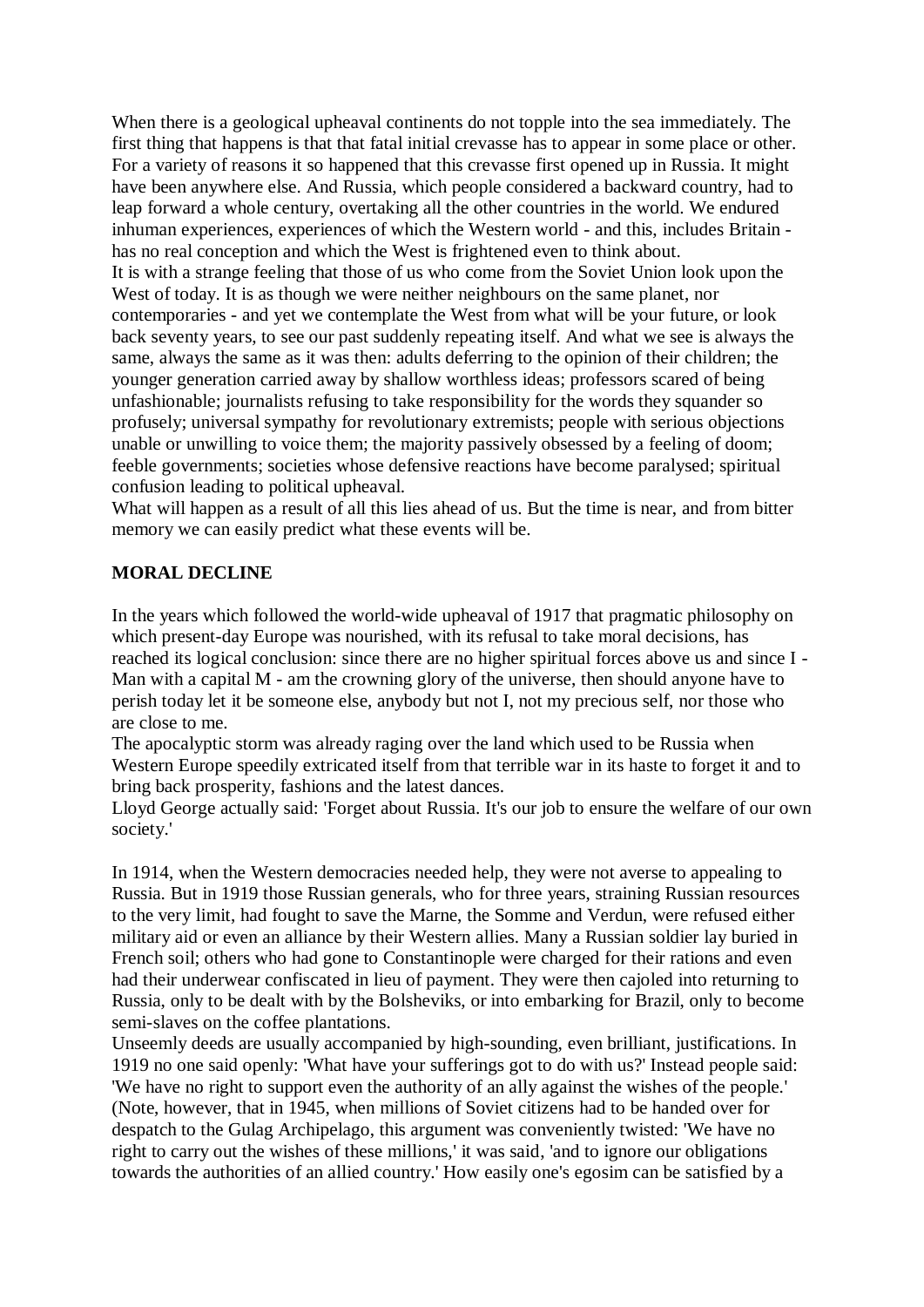When there is a geological upheaval continents do not topple into the sea immediately. The first thing that happens is that that fatal initial crevasse has to appear in some place or other. For a variety of reasons it so happened that this crevasse first opened up in Russia. It might have been anywhere else. And Russia, which people considered a backward country, had to leap forward a whole century, overtaking all the other countries in the world. We endured inhuman experiences, experiences of which the Western world - and this, includes Britain - has no real conception and which the West is frightened even to think about.

It is with a strange feeling that those of us who come from the Soviet Union look upon the West of today. It is as though we were neither neighbours on the same planet, nor contemporaries - and yet we contemplate the West from what will be your future, or look back seventy years, to see our past suddenly repeating itself. And what we see is always the same, always the same as it was then: adults deferring to the opinion of their children; the younger generation carried away by shallow worthless ideas; professors scared of being unfashionable; journalists refusing to take responsibility for the words they squander so profusely; universal sympathy for revolutionary extremists; people with serious objections unable or unwilling to voice them; the majority passively obsessed by a feeling of doom; feeble governments; societies whose defensive reactions have become paralysed; spiritual confusion leading to political upheaval.

What will happen as a result of all this lies ahead of us. But the time is near, and from bitter memory we can easily predict what these events will be.

**MORAL DECLINE**

In the years which followed the world-wide upheaval of 1917 that pragmatic philosophy on which present-day Europe was nourished, with its refusal to take moral decisions, has reached its logical conclusion: since there are no higher spiritual forces above us and since I - Man with a capital M - am the crowning glory of the universe, then should anyone have to perish today let it be someone else, anybody but not I, not my precious self, nor those who are close to me.

The apocalyptic storm was already raging over the land which used to be Russia when Western Europe speedily extricated itself from that terrible war in its haste to forget it and to bring back prosperity, fashions and the latest dances.

Lloyd George actually said: 'Forget about Russia. It's our job to ensure the welfare of our own society.'

In 1914, when the Western democracies needed help, they were not averse to appealing to Russia. But in 1919 those Russian generals, who for three years, straining Russian resources to the very limit, had fought to save the Marne, the Somme and Verdun, were refused either military aid or even an alliance by their Western allies. Many a Russian soldier lay buried in French soil; others who had gone to Constantinople were charged for their rations and even had their underwear confiscated in lieu of payment. They were then cajoled into returning to Russia, only to be dealt with by the Bolsheviks, or into embarking for Brazil, only to become semi-slaves on the coffee plantations.

Unseemly deeds are usually accompanied by high-sounding, even brilliant, justifications. In 1919 no one said openly: 'What have your sufferings got to do with us?' Instead people said: 'We have no right to support even the authority of an ally against the wishes of the people.' (Note, however, that in 1945, when millions of Soviet citizens had to be handed over for despatch to the Gulag Archipelago, this argument was conveniently twisted: 'We have no right to carry out the wishes of these millions,' it was said, 'and to ignore our obligations towards the authorities of an allied country.' How easily one's egosim can be satisfied by a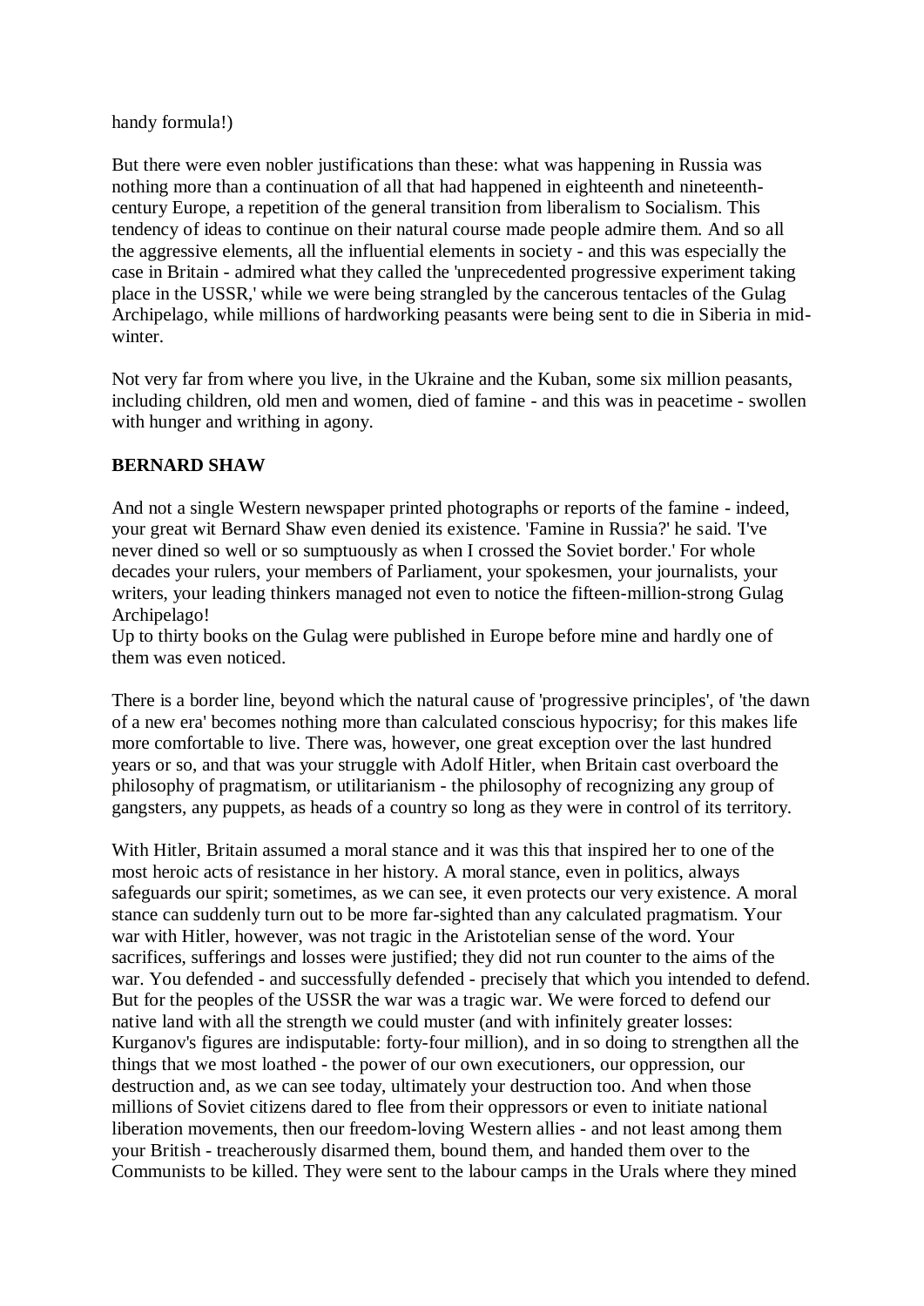handy formula!)

But there were even nobler justifications than these: what was happening in Russia was nothing more than a continuation of all that had happened in eighteenth and nineteenth-century Europe, a repetition of the general transition from liberalism to Socialism. This tendency of ideas to continue on their natural course made people admire them. And so all the aggressive elements, all the influential elements in society - and this was especially the case in Britain - admired what they called the 'unprecedented progressive experiment taking place in the USSR,' while we were being strangled by the cancerous tentacles of the Gulag Archipelago, while millions of hardworking peasants were being sent to die in Siberia in mid-winter.

Not very far from where you live, in the Ukraine and the Kuban, some six million peasants, including children, old men and women, died of famine - and this was in peacetime - swollen with hunger and writhing in agony.

**BERNARD SHAW**

And not a single Western newspaper printed photographs or reports of the famine - indeed, your great wit Bernard Shaw even denied its existence. 'Famine in Russia?' he said. 'I've never dined so well or so sumptuously as when I crossed the Soviet border.' For whole decades your rulers, your members of Parliament, your spokesmen, your journalists, your writers, your leading thinkers managed not even to notice the fifteen-million-strong Gulag Archipelago!
Up to thirty books on the Gulag were published in Europe before mine and hardly one of them was even noticed.

There is a border line, beyond which the natural cause of 'progressive principles', of 'the dawn of a new era' becomes nothing more than calculated conscious hypocrisy; for this makes life more comfortable to live. There was, however, one great exception over the last hundred years or so, and that was your struggle with Adolf Hitler, when Britain cast overboard the philosophy of pragmatism, or utilitarianism - the philosophy of recognizing any group of gangsters, any puppets, as heads of a country so long as they were in control of its territory.

With Hitler, Britain assumed a moral stance and it was this that inspired her to one of the most heroic acts of resistance in her history. A moral stance, even in politics, always safeguards our spirit; sometimes, as we can see, it even protects our very existence. A moral stance can suddenly turn out to be more far-sighted than any calculated pragmatism. Your war with Hitler, however, was not tragic in the Aristotelian sense of the word. Your sacrifices, sufferings and losses were justified; they did not run counter to the aims of the war. You defended - and successfully defended - precisely that which you intended to defend. But for the peoples of the USSR the war was a tragic war. We were forced to defend our native land with all the strength we could muster (and with infinitely greater losses: Kurganov's figures are indisputable: forty-four million), and in so doing to strengthen all the things that we most loathed - the power of our own executioners, our oppression, our destruction and, as we can see today, ultimately your destruction too. And when those millions of Soviet citizens dared to flee from their oppressors or even to initiate national liberation movements, then our freedom-loving Western allies - and not least among them your British - treacherously disarmed them, bound them, and handed them over to the Communists to be killed. They were sent to the labour camps in the Urals where they mined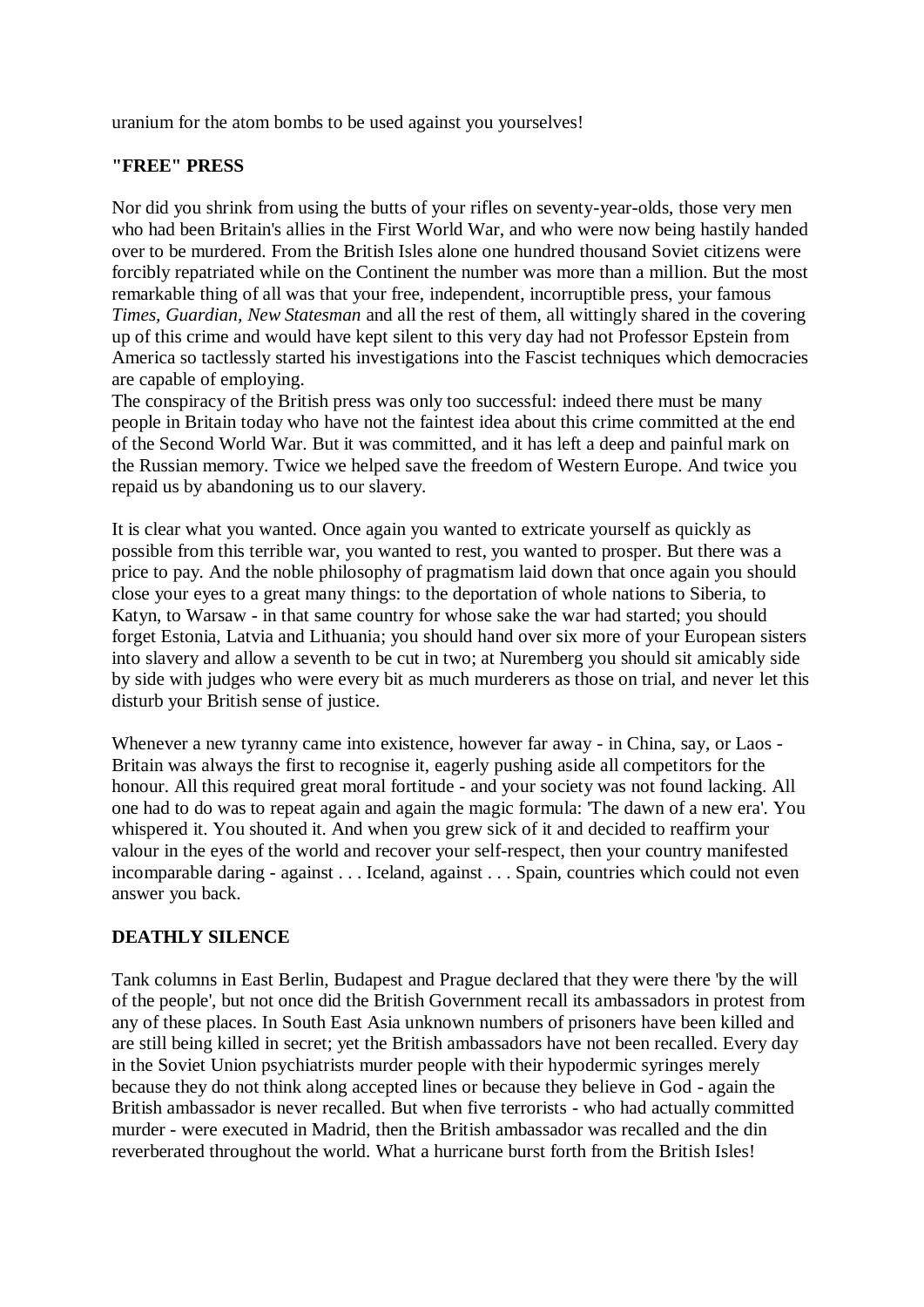uranium for the atom bombs to be used against you yourselves!

## "FREE" PRESS

Nor did you shrink from using the butts of your rifles on seventy-year-olds, those very men who had been Britain's allies in the First World War, and who were now being hastily handed over to be murdered. From the British Isles alone one hundred thousand Soviet citizens were forcibly repatriated while on the Continent the number was more than a million. But the most remarkable thing of all was that your free, independent, incorruptible press, your famous *Times, Guardian, New Statesman* and all the rest of them, all wittingly shared in the covering up of this crime and would have kept silent to this very day had not Professor Epstein from America so tactlessly started his investigations into the Fascist techniques which democracies are capable of employing.
The conspiracy of the British press was only too successful: indeed there must be many people in Britain today who have not the faintest idea about this crime committed at the end of the Second World War. But it was committed, and it has left a deep and painful mark on the Russian memory. Twice we helped save the freedom of Western Europe. And twice you repaid us by abandoning us to our slavery.

It is clear what you wanted. Once again you wanted to extricate yourself as quickly as possible from this terrible war, you wanted to rest, you wanted to prosper. But there was a price to pay. And the noble philosophy of pragmatism laid down that once again you should close your eyes to a great many things: to the deportation of whole nations to Siberia, to Katyn, to Warsaw - in that same country for whose sake the war had started; you should forget Estonia, Latvia and Lithuania; you should hand over six more of your European sisters into slavery and allow a seventh to be cut in two; at Nuremberg you should sit amicably side by side with judges who were every bit as much murderers as those on trial, and never let this disturb your British sense of justice.

Whenever a new tyranny came into existence, however far away - in China, say, or Laos - Britain was always the first to recognise it, eagerly pushing aside all competitors for the honour. All this required great moral fortitude - and your society was not found lacking. All one had to do was to repeat again and again the magic formula: 'The dawn of a new era'. You whispered it. You shouted it. And when you grew sick of it and decided to reaffirm your valour in the eyes of the world and recover your self-respect, then your country manifested incomparable daring - against . . . Iceland, against . . . Spain, countries which could not even answer you back.

## DEATHLY SILENCE

Tank columns in East Berlin, Budapest and Prague declared that they were there 'by the will of the people', but not once did the British Government recall its ambassadors in protest from any of these places. In South East Asia unknown numbers of prisoners have been killed and are still being killed in secret; yet the British ambassadors have not been recalled. Every day in the Soviet Union psychiatrists murder people with their hypodermic syringes merely because they do not think along accepted lines or because they believe in God - again the British ambassador is never recalled. But when five terrorists - who had actually committed murder - were executed in Madrid, then the British ambassador was recalled and the din reverberated throughout the world. What a hurricane burst forth from the British Isles!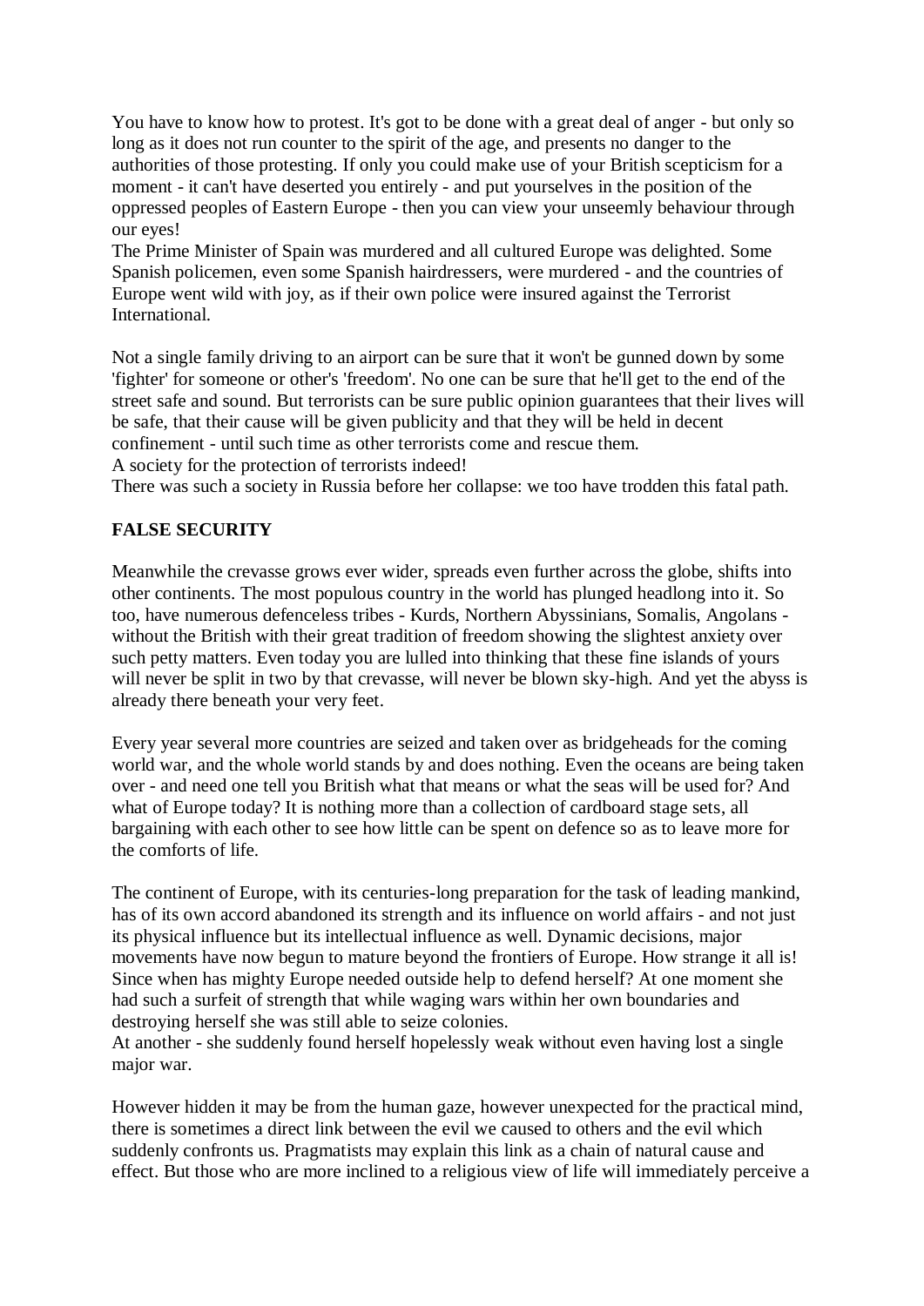You have to know how to protest. It's got to be done with a great deal of anger - but only so long as it does not run counter to the spirit of the age, and presents no danger to the authorities of those protesting. If only you could make use of your British scepticism for a moment - it can't have deserted you entirely - and put yourselves in the position of the oppressed peoples of Eastern Europe - then you can view your unseemly behaviour through our eyes!
The Prime Minister of Spain was murdered and all cultured Europe was delighted. Some Spanish policemen, even some Spanish hairdressers, were murdered - and the countries of Europe went wild with joy, as if their own police were insured against the Terrorist International.

Not a single family driving to an airport can be sure that it won't be gunned down by some 'fighter' for someone or other's 'freedom'. No one can be sure that he'll get to the end of the street safe and sound. But terrorists can be sure public opinion guarantees that their lives will be safe, that their cause will be given publicity and that they will be held in decent confinement - until such time as other terrorists come and rescue them.
A society for the protection of terrorists indeed!
There was such a society in Russia before her collapse: we too have trodden this fatal path.

**FALSE SECURITY**

Meanwhile the crevasse grows ever wider, spreads even further across the globe, shifts into other continents. The most populous country in the world has plunged headlong into it. So too, have numerous defenceless tribes - Kurds, Northern Abyssinians, Somalis, Angolans - without the British with their great tradition of freedom showing the slightest anxiety over such petty matters. Even today you are lulled into thinking that these fine islands of yours will never be split in two by that crevasse, will never be blown sky-high. And yet the abyss is already there beneath your very feet.

Every year several more countries are seized and taken over as bridgeheads for the coming world war, and the whole world stands by and does nothing. Even the oceans are being taken over - and need one tell you British what that means or what the seas will be used for? And what of Europe today? It is nothing more than a collection of cardboard stage sets, all bargaining with each other to see how little can be spent on defence so as to leave more for the comforts of life.

The continent of Europe, with its centuries-long preparation for the task of leading mankind, has of its own accord abandoned its strength and its influence on world affairs - and not just its physical influence but its intellectual influence as well. Dynamic decisions, major movements have now begun to mature beyond the frontiers of Europe. How strange it all is! Since when has mighty Europe needed outside help to defend herself? At one moment she had such a surfeit of strength that while waging wars within her own boundaries and destroying herself she was still able to seize colonies.
At another - she suddenly found herself hopelessly weak without even having lost a single major war.

However hidden it may be from the human gaze, however unexpected for the practical mind, there is sometimes a direct link between the evil we caused to others and the evil which suddenly confronts us. Pragmatists may explain this link as a chain of natural cause and effect. But those who are more inclined to a religious view of life will immediately perceive a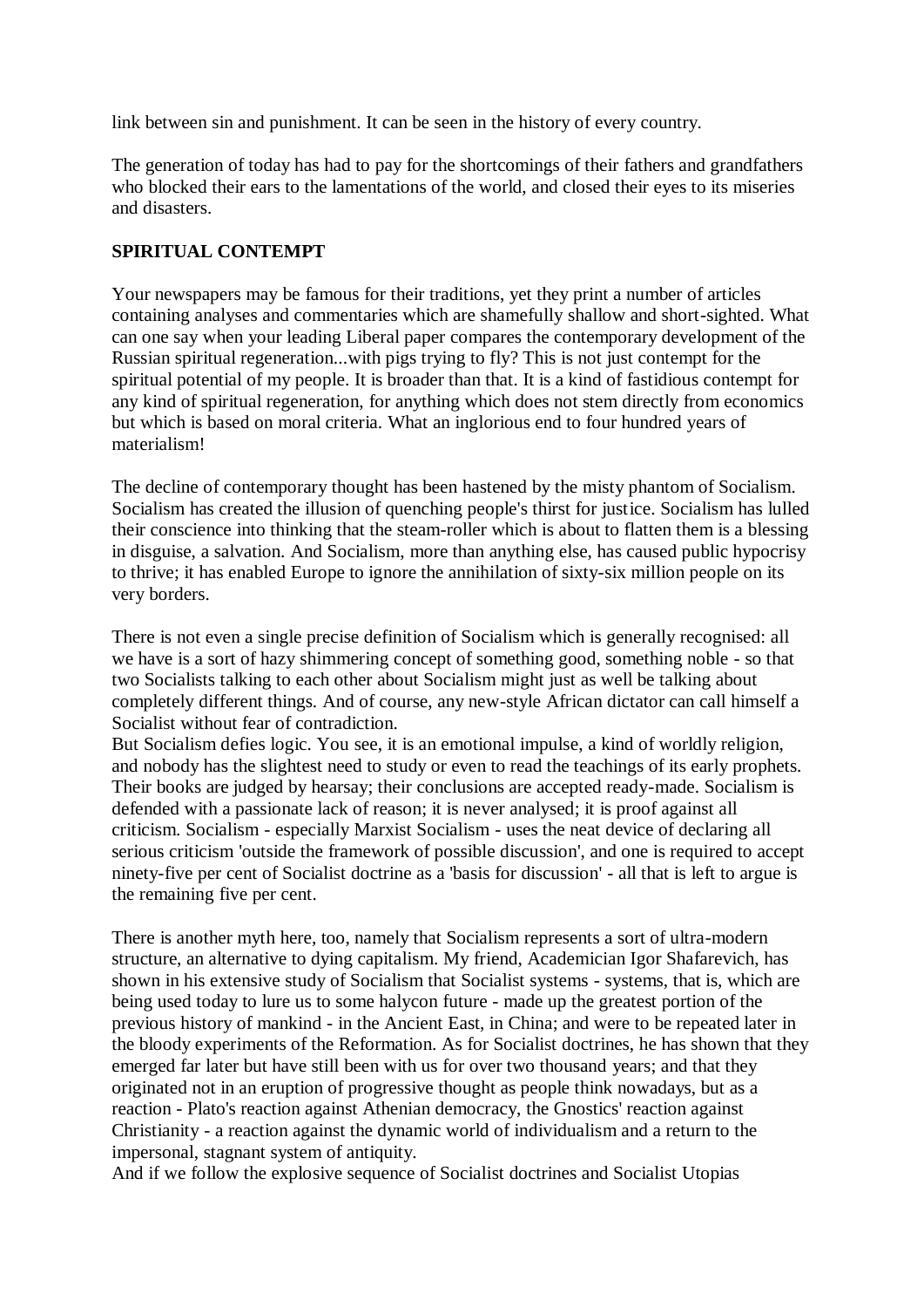link between sin and punishment. It can be seen in the history of every country.

The generation of today has had to pay for the shortcomings of their fathers and grandfathers who blocked their ears to the lamentations of the world, and closed their eyes to its miseries and disasters.

**SPIRITUAL CONTEMPT**

Your newspapers may be famous for their traditions, yet they print a number of articles containing analyses and commentaries which are shamefully shallow and short-sighted. What can one say when your leading Liberal paper compares the contemporary development of the Russian spiritual regeneration...with pigs trying to fly? This is not just contempt for the spiritual potential of my people. It is broader than that. It is a kind of fastidious contempt for any kind of spiritual regeneration, for anything which does not stem directly from economics but which is based on moral criteria. What an inglorious end to four hundred years of materialism!

The decline of contemporary thought has been hastened by the misty phantom of Socialism. Socialism has created the illusion of quenching people's thirst for justice. Socialism has lulled their conscience into thinking that the steam-roller which is about to flatten them is a blessing in disguise, a salvation. And Socialism, more than anything else, has caused public hypocrisy to thrive; it has enabled Europe to ignore the annihilation of sixty-six million people on its very borders.

There is not even a single precise definition of Socialism which is generally recognised: all we have is a sort of hazy shimmering concept of something good, something noble - so that two Socialists talking to each other about Socialism might just as well be talking about completely different things. And of course, any new-style African dictator can call himself a Socialist without fear of contradiction.

But Socialism defies logic. You see, it is an emotional impulse, a kind of worldly religion, and nobody has the slightest need to study or even to read the teachings of its early prophets. Their books are judged by hearsay; their conclusions are accepted ready-made. Socialism is defended with a passionate lack of reason; it is never analysed; it is proof against all criticism. Socialism - especially Marxist Socialism - uses the neat device of declaring all serious criticism 'outside the framework of possible discussion', and one is required to accept ninety-five per cent of Socialist doctrine as a 'basis for discussion' - all that is left to argue is the remaining five per cent.

There is another myth here, too, namely that Socialism represents a sort of ultra-modern structure, an alternative to dying capitalism. My friend, Academician Igor Shafarevich, has shown in his extensive study of Socialism that Socialist systems - systems, that is, which are being used today to lure us to some halycon future - made up the greatest portion of the previous history of mankind - in the Ancient East, in China; and were to be repeated later in the bloody experiments of the Reformation. As for Socialist doctrines, he has shown that they emerged far later but have still been with us for over two thousand years; and that they originated not in an eruption of progressive thought as people think nowadays, but as a reaction - Plato's reaction against Athenian democracy, the Gnostics' reaction against Christianity - a reaction against the dynamic world of individualism and a return to the impersonal, stagnant system of antiquity.

And if we follow the explosive sequence of Socialist doctrines and Socialist Utopias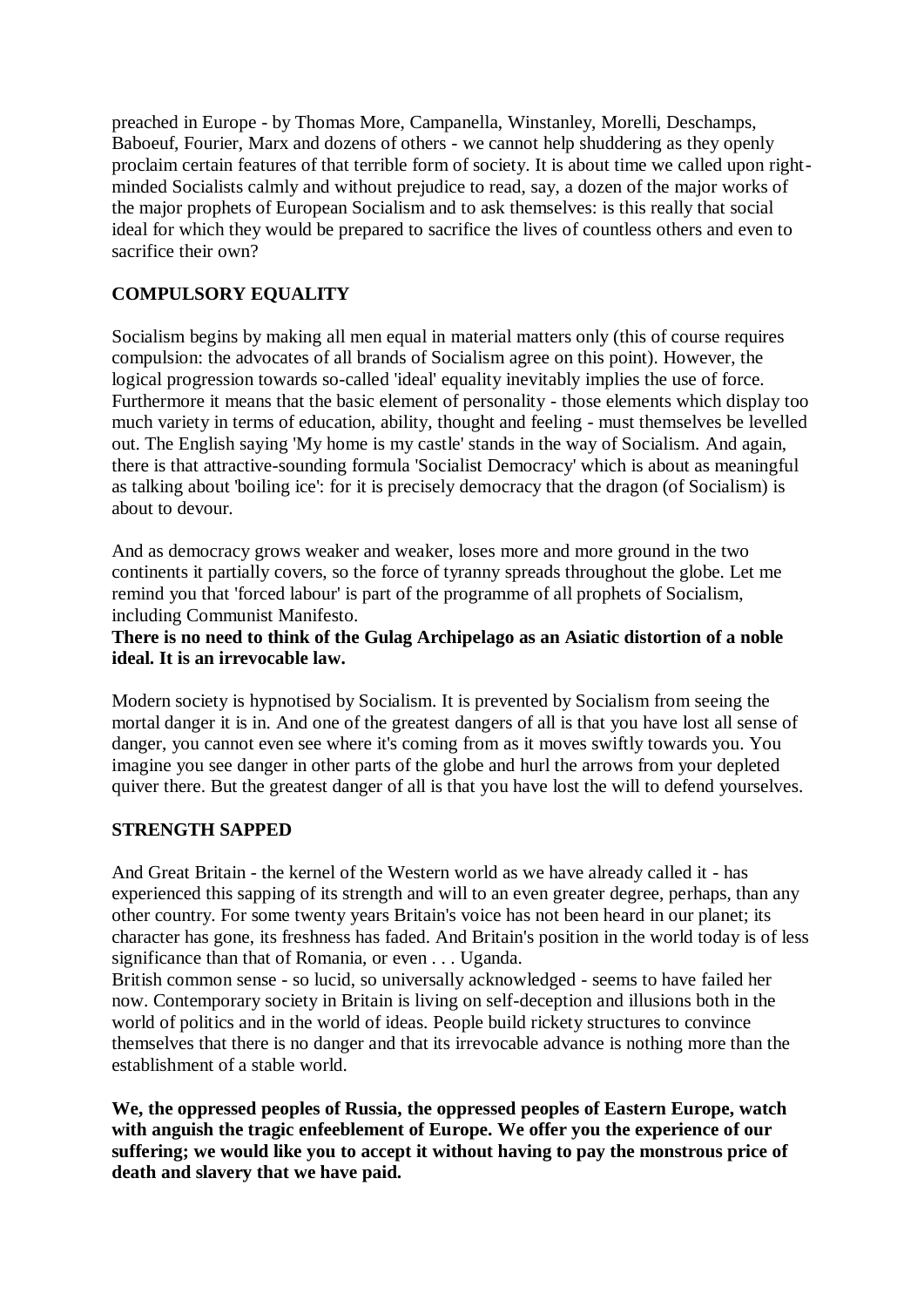preached in Europe - by Thomas More, Campanella, Winstanley, Morelli, Deschamps, Baboeuf, Fourier, Marx and dozens of others - we cannot help shuddering as they openly proclaim certain features of that terrible form of society. It is about time we called upon right-minded Socialists calmly and without prejudice to read, say, a dozen of the major works of the major prophets of European Socialism and to ask themselves: is this really that social ideal for which they would be prepared to sacrifice the lives of countless others and even to sacrifice their own?

## COMPULSORY EQUALITY

Socialism begins by making all men equal in material matters only (this of course requires compulsion: the advocates of all brands of Socialism agree on this point). However, the logical progression towards so-called 'ideal' equality inevitably implies the use of force. Furthermore it means that the basic element of personality - those elements which display too much variety in terms of education, ability, thought and feeling - must themselves be levelled out. The English saying 'My home is my castle' stands in the way of Socialism. And again, there is that attractive-sounding formula 'Socialist Democracy' which is about as meaningful as talking about 'boiling ice': for it is precisely democracy that the dragon (of Socialism) is about to devour.

And as democracy grows weaker and weaker, loses more and more ground in the two continents it partially covers, so the force of tyranny spreads throughout the globe. Let me remind you that 'forced labour' is part of the programme of all prophets of Socialism, including Communist Manifesto.
**There is no need to think of the Gulag Archipelago as an Asiatic distortion of a noble ideal. It is an irrevocable law.**

Modern society is hypnotised by Socialism. It is prevented by Socialism from seeing the mortal danger it is in. And one of the greatest dangers of all is that you have lost all sense of danger, you cannot even see where it's coming from as it moves swiftly towards you. You imagine you see danger in other parts of the globe and hurl the arrows from your depleted quiver there. But the greatest danger of all is that you have lost the will to defend yourselves.

## STRENGTH SAPPED

And Great Britain - the kernel of the Western world as we have already called it - has experienced this sapping of its strength and will to an even greater degree, perhaps, than any other country. For some twenty years Britain's voice has not been heard in our planet; its character has gone, its freshness has faded. And Britain's position in the world today is of less significance than that of Romania, or even . . . Uganda.
British common sense - so lucid, so universally acknowledged - seems to have failed her now. Contemporary society in Britain is living on self-deception and illusions both in the world of politics and in the world of ideas. People build rickety structures to convince themselves that there is no danger and that its irrevocable advance is nothing more than the establishment of a stable world.

**We, the oppressed peoples of Russia, the oppressed peoples of Eastern Europe, watch with anguish the tragic enfeeblement of Europe. We offer you the experience of our suffering; we would like you to accept it without having to pay the monstrous price of death and slavery that we have paid.**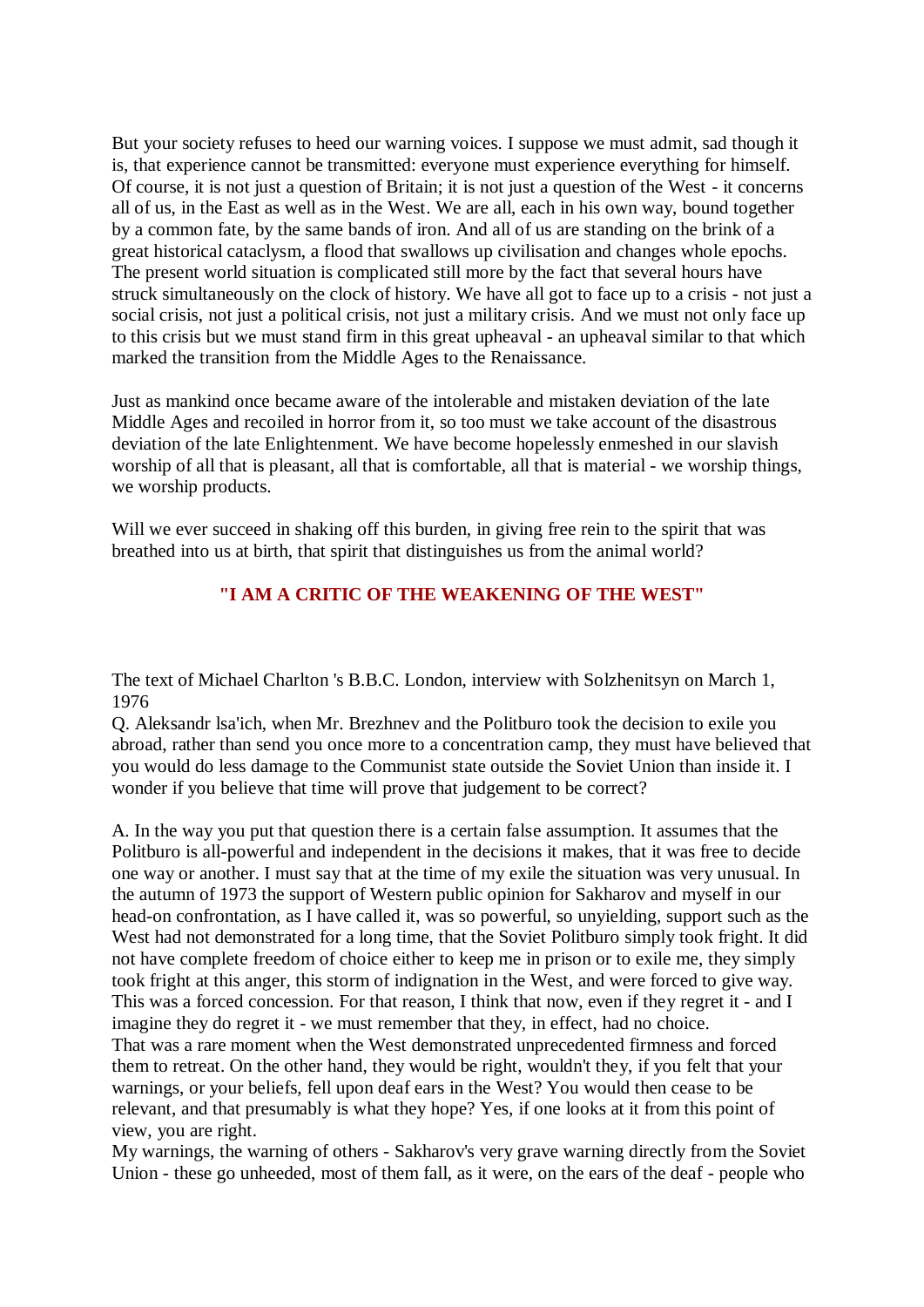But your society refuses to heed our warning voices. I suppose we must admit, sad though it is, that experience cannot be transmitted: everyone must experience everything for himself. Of course, it is not just a question of Britain; it is not just a question of the West - it concerns all of us, in the East as well as in the West. We are all, each in his own way, bound together by a common fate, by the same bands of iron. And all of us are standing on the brink of a great historical cataclysm, a flood that swallows up civilisation and changes whole epochs. The present world situation is complicated still more by the fact that several hours have struck simultaneously on the clock of history. We have all got to face up to a crisis - not just a social crisis, not just a political crisis, not just a military crisis. And we must not only face up to this crisis but we must stand firm in this great upheaval - an upheaval similar to that which marked the transition from the Middle Ages to the Renaissance.

Just as mankind once became aware of the intolerable and mistaken deviation of the late Middle Ages and recoiled in horror from it, so too must we take account of the disastrous deviation of the late Enlightenment. We have become hopelessly enmeshed in our slavish worship of all that is pleasant, all that is comfortable, all that is material - we worship things, we worship products.

Will we ever succeed in shaking off this burden, in giving free rein to the spirit that was breathed into us at birth, that spirit that distinguishes us from the animal world?

## "I AM A CRITIC OF THE WEAKENING OF THE WEST"

The text of Michael Charlton 's B.B.C. London, interview with Solzhenitsyn on March 1, 1976

Q. Aleksandr lsa'ich, when Mr. Brezhnev and the Politburo took the decision to exile you abroad, rather than send you once more to a concentration camp, they must have believed that you would do less damage to the Communist state outside the Soviet Union than inside it. I wonder if you believe that time will prove that judgement to be correct?

A. In the way you put that question there is a certain false assumption. It assumes that the Politburo is all-powerful and independent in the decisions it makes, that it was free to decide one way or another. I must say that at the time of my exile the situation was very unusual. In the autumn of 1973 the support of Western public opinion for Sakharov and myself in our head-on confrontation, as I have called it, was so powerful, so unyielding, support such as the West had not demonstrated for a long time, that the Soviet Politburo simply took fright. It did not have complete freedom of choice either to keep me in prison or to exile me, they simply took fright at this anger, this storm of indignation in the West, and were forced to give way. This was a forced concession. For that reason, I think that now, even if they regret it - and I imagine they do regret it - we must remember that they, in effect, had no choice.
That was a rare moment when the West demonstrated unprecedented firmness and forced them to retreat. On the other hand, they would be right, wouldn't they, if you felt that your warnings, or your beliefs, fell upon deaf ears in the West? You would then cease to be relevant, and that presumably is what they hope? Yes, if one looks at it from this point of view, you are right.
My warnings, the warning of others - Sakharov's very grave warning directly from the Soviet Union - these go unheeded, most of them fall, as it were, on the ears of the deaf - people who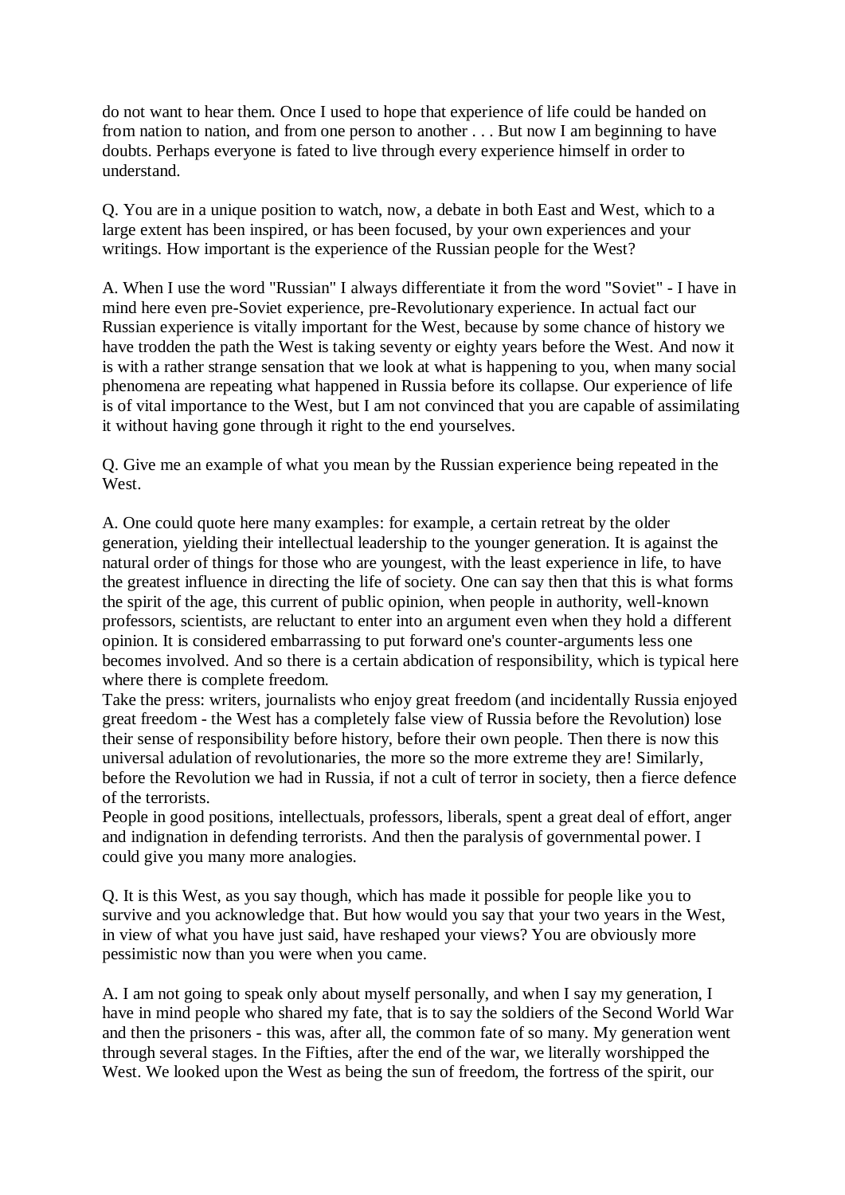do not want to hear them. Once I used to hope that experience of life could be handed on from nation to nation, and from one person to another . . . But now I am beginning to have doubts. Perhaps everyone is fated to live through every experience himself in order to understand.

Q. You are in a unique position to watch, now, a debate in both East and West, which to a large extent has been inspired, or has been focused, by your own experiences and your writings. How important is the experience of the Russian people for the West?

A. When I use the word "Russian" I always differentiate it from the word "Soviet" - I have in mind here even pre-Soviet experience, pre-Revolutionary experience. In actual fact our Russian experience is vitally important for the West, because by some chance of history we have trodden the path the West is taking seventy or eighty years before the West. And now it is with a rather strange sensation that we look at what is happening to you, when many social phenomena are repeating what happened in Russia before its collapse. Our experience of life is of vital importance to the West, but I am not convinced that you are capable of assimilating it without having gone through it right to the end yourselves.

Q. Give me an example of what you mean by the Russian experience being repeated in the West.

A. One could quote here many examples: for example, a certain retreat by the older generation, yielding their intellectual leadership to the younger generation. It is against the natural order of things for those who are youngest, with the least experience in life, to have the greatest influence in directing the life of society. One can say then that this is what forms the spirit of the age, this current of public opinion, when people in authority, well-known professors, scientists, are reluctant to enter into an argument even when they hold a different opinion. It is considered embarrassing to put forward one's counter-arguments less one becomes involved. And so there is a certain abdication of responsibility, which is typical here where there is complete freedom.
Take the press: writers, journalists who enjoy great freedom (and incidentally Russia enjoyed great freedom - the West has a completely false view of Russia before the Revolution) lose their sense of responsibility before history, before their own people. Then there is now this universal adulation of revolutionaries, the more so the more extreme they are! Similarly, before the Revolution we had in Russia, if not a cult of terror in society, then a fierce defence of the terrorists.
People in good positions, intellectuals, professors, liberals, spent a great deal of effort, anger and indignation in defending terrorists. And then the paralysis of governmental power. I could give you many more analogies.

Q. It is this West, as you say though, which has made it possible for people like you to survive and you acknowledge that. But how would you say that your two years in the West, in view of what you have just said, have reshaped your views? You are obviously more pessimistic now than you were when you came.

A. I am not going to speak only about myself personally, and when I say my generation, I have in mind people who shared my fate, that is to say the soldiers of the Second World War and then the prisoners - this was, after all, the common fate of so many. My generation went through several stages. In the Fifties, after the end of the war, we literally worshipped the West. We looked upon the West as being the sun of freedom, the fortress of the spirit, our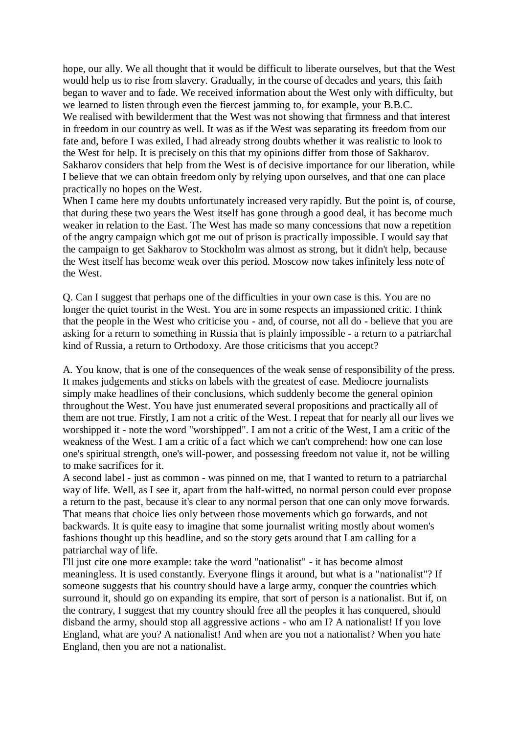hope, our ally. We all thought that it would be difficult to liberate ourselves, but that the West would help us to rise from slavery. Gradually, in the course of decades and years, this faith began to waver and to fade. We received information about the West only with difficulty, but we learned to listen through even the fiercest jamming to, for example, your B.B.C.
We realised with bewilderment that the West was not showing that firmness and that interest in freedom in our country as well. It was as if the West was separating its freedom from our fate and, before I was exiled, I had already strong doubts whether it was realistic to look to the West for help. It is precisely on this that my opinions differ from those of Sakharov. Sakharov considers that help from the West is of decisive importance for our liberation, while I believe that we can obtain freedom only by relying upon ourselves, and that one can place practically no hopes on the West.
When I came here my doubts unfortunately increased very rapidly. But the point is, of course, that during these two years the West itself has gone through a good deal, it has become much weaker in relation to the East. The West has made so many concessions that now a repetition of the angry campaign which got me out of prison is practically impossible. I would say that the campaign to get Sakharov to Stockholm was almost as strong, but it didn't help, because the West itself has become weak over this period. Moscow now takes infinitely less note of the West.

Q. Can I suggest that perhaps one of the difficulties in your own case is this. You are no longer the quiet tourist in the West. You are in some respects an impassioned critic. I think that the people in the West who criticise you - and, of course, not all do - believe that you are asking for a return to something in Russia that is plainly impossible - a return to a patriarchal kind of Russia, a return to Orthodoxy. Are those criticisms that you accept?

A. You know, that is one of the consequences of the weak sense of responsibility of the press. It makes judgements and sticks on labels with the greatest of ease. Mediocre journalists simply make headlines of their conclusions, which suddenly become the general opinion throughout the West. You have just enumerated several propositions and practically all of them are not true. Firstly, I am not a critic of the West. I repeat that for nearly all our lives we worshipped it - note the word "worshipped". I am not a critic of the West, I am a critic of the weakness of the West. I am a critic of a fact which we can't comprehend: how one can lose one's spiritual strength, one's will-power, and possessing freedom not value it, not be willing to make sacrifices for it.
A second label - just as common - was pinned on me, that I wanted to return to a patriarchal way of life. Well, as I see it, apart from the half-witted, no normal person could ever propose a return to the past, because it's clear to any normal person that one can only move forwards. That means that choice lies only between those movements which go forwards, and not backwards. It is quite easy to imagine that some journalist writing mostly about women's fashions thought up this headline, and so the story gets around that I am calling for a patriarchal way of life.
I'll just cite one more example: take the word "nationalist" - it has become almost meaningless. It is used constantly. Everyone flings it around, but what is a "nationalist"? If someone suggests that his country should have a large army, conquer the countries which surround it, should go on expanding its empire, that sort of person is a nationalist. But if, on the contrary, I suggest that my country should free all the peoples it has conquered, should disband the army, should stop all aggressive actions - who am I? A nationalist! If you love England, what are you? A nationalist! And when are you not a nationalist? When you hate England, then you are not a nationalist.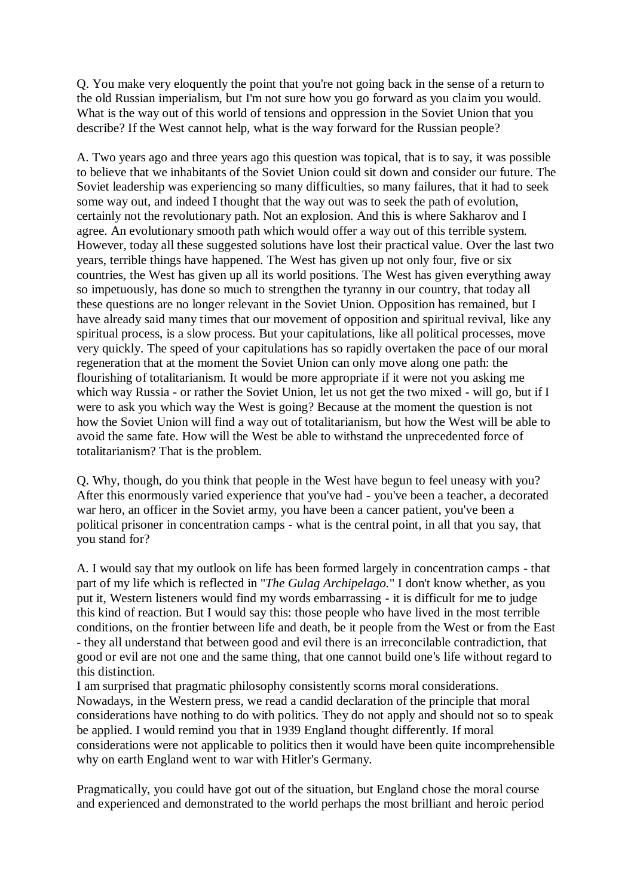Q. You make very eloquently the point that you're not going back in the sense of a return to the old Russian imperialism, but I'm not sure how you go forward as you claim you would. What is the way out of this world of tensions and oppression in the Soviet Union that you describe? If the West cannot help, what is the way forward for the Russian people?

A. Two years ago and three years ago this question was topical, that is to say, it was possible to believe that we inhabitants of the Soviet Union could sit down and consider our future. The Soviet leadership was experiencing so many difficulties, so many failures, that it had to seek some way out, and indeed I thought that the way out was to seek the path of evolution, certainly not the revolutionary path. Not an explosion. And this is where Sakharov and I agree. An evolutionary smooth path which would offer a way out of this terrible system. However, today all these suggested solutions have lost their practical value. Over the last two years, terrible things have happened. The West has given up not only four, five or six countries, the West has given up all its world positions. The West has given everything away so impetuously, has done so much to strengthen the tyranny in our country, that today all these questions are no longer relevant in the Soviet Union. Opposition has remained, but I have already said many times that our movement of opposition and spiritual revival, like any spiritual process, is a slow process. But your capitulations, like all political processes, move very quickly. The speed of your capitulations has so rapidly overtaken the pace of our moral regeneration that at the moment the Soviet Union can only move along one path: the flourishing of totalitarianism. It would be more appropriate if it were not you asking me which way Russia - or rather the Soviet Union, let us not get the two mixed - will go, but if I were to ask you which way the West is going? Because at the moment the question is not how the Soviet Union will find a way out of totalitarianism, but how the West will be able to avoid the same fate. How will the West be able to withstand the unprecedented force of totalitarianism? That is the problem.

Q. Why, though, do you think that people in the West have begun to feel uneasy with you? After this enormously varied experience that you've had - you've been a teacher, a decorated war hero, an officer in the Soviet army, you have been a cancer patient, you've been a political prisoner in concentration camps - what is the central point, in all that you say, that you stand for?

A. I would say that my outlook on life has been formed largely in concentration camps - that part of my life which is reflected in "*The Gulag Archipelago*." I don't know whether, as you put it, Western listeners would find my words embarrassing - it is difficult for me to judge this kind of reaction. But I would say this: those people who have lived in the most terrible conditions, on the frontier between life and death, be it people from the West or from the East - they all understand that between good and evil there is an irreconcilable contradiction, that good or evil are not one and the same thing, that one cannot build one's life without regard to this distinction.

I am surprised that pragmatic philosophy consistently scorns moral considerations. Nowadays, in the Western press, we read a candid declaration of the principle that moral considerations have nothing to do with politics. They do not apply and should not so to speak be applied. I would remind you that in 1939 England thought differently. If moral considerations were not applicable to politics then it would have been quite incomprehensible why on earth England went to war with Hitler's Germany.

Pragmatically, you could have got out of the situation, but England chose the moral course and experienced and demonstrated to the world perhaps the most brilliant and heroic period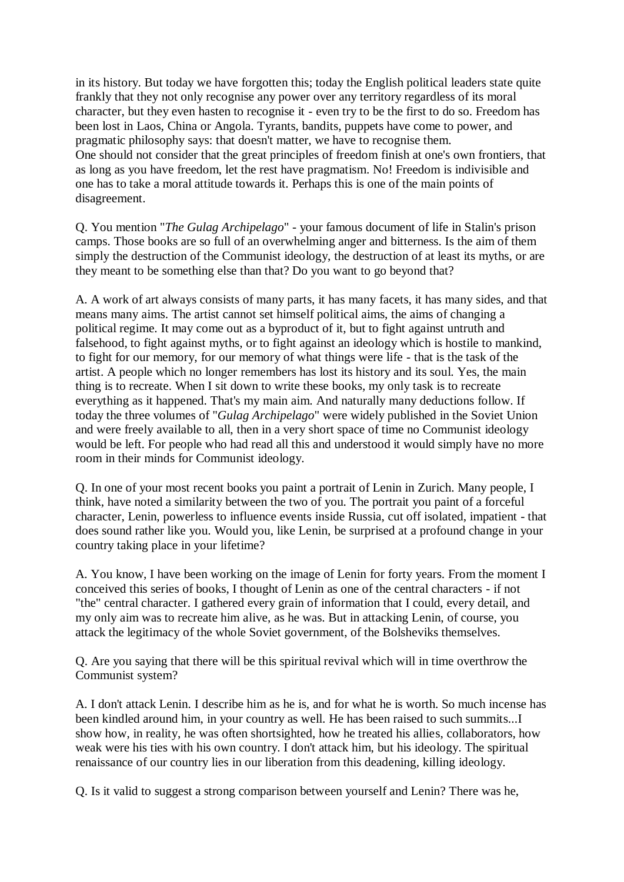in its history. But today we have forgotten this; today the English political leaders state quite frankly that they not only recognise any power over any territory regardless of its moral character, but they even hasten to recognise it - even try to be the first to do so. Freedom has been lost in Laos, China or Angola. Tyrants, bandits, puppets have come to power, and pragmatic philosophy says: that doesn't matter, we have to recognise them.
One should not consider that the great principles of freedom finish at one's own frontiers, that as long as you have freedom, let the rest have pragmatism. No! Freedom is indivisible and one has to take a moral attitude towards it. Perhaps this is one of the main points of disagreement.

Q. You mention "*The Gulag Archipelago*" - your famous document of life in Stalin's prison camps. Those books are so full of an overwhelming anger and bitterness. Is the aim of them simply the destruction of the Communist ideology, the destruction of at least its myths, or are they meant to be something else than that? Do you want to go beyond that?

A. A work of art always consists of many parts, it has many facets, it has many sides, and that means many aims. The artist cannot set himself political aims, the aims of changing a political regime. It may come out as a byproduct of it, but to fight against untruth and falsehood, to fight against myths, or to fight against an ideology which is hostile to mankind, to fight for our memory, for our memory of what things were life - that is the task of the artist. A people which no longer remembers has lost its history and its soul. Yes, the main thing is to recreate. When I sit down to write these books, my only task is to recreate everything as it happened. That's my main aim. And naturally many deductions follow. If today the three volumes of "*Gulag Archipelago*" were widely published in the Soviet Union and were freely available to all, then in a very short space of time no Communist ideology would be left. For people who had read all this and understood it would simply have no more room in their minds for Communist ideology.

Q. In one of your most recent books you paint a portrait of Lenin in Zurich. Many people, I think, have noted a similarity between the two of you. The portrait you paint of a forceful character, Lenin, powerless to influence events inside Russia, cut off isolated, impatient - that does sound rather like you. Would you, like Lenin, be surprised at a profound change in your country taking place in your lifetime?

A. You know, I have been working on the image of Lenin for forty years. From the moment I conceived this series of books, I thought of Lenin as one of the central characters - if not "the" central character. I gathered every grain of information that I could, every detail, and my only aim was to recreate him alive, as he was. But in attacking Lenin, of course, you attack the legitimacy of the whole Soviet government, of the Bolsheviks themselves.

Q. Are you saying that there will be this spiritual revival which will in time overthrow the Communist system?

A. I don't attack Lenin. I describe him as he is, and for what he is worth. So much incense has been kindled around him, in your country as well. He has been raised to such summits...I show how, in reality, he was often shortsighted, how he treated his allies, collaborators, how weak were his ties with his own country. I don't attack him, but his ideology. The spiritual renaissance of our country lies in our liberation from this deadening, killing ideology.

Q. Is it valid to suggest a strong comparison between yourself and Lenin? There was he,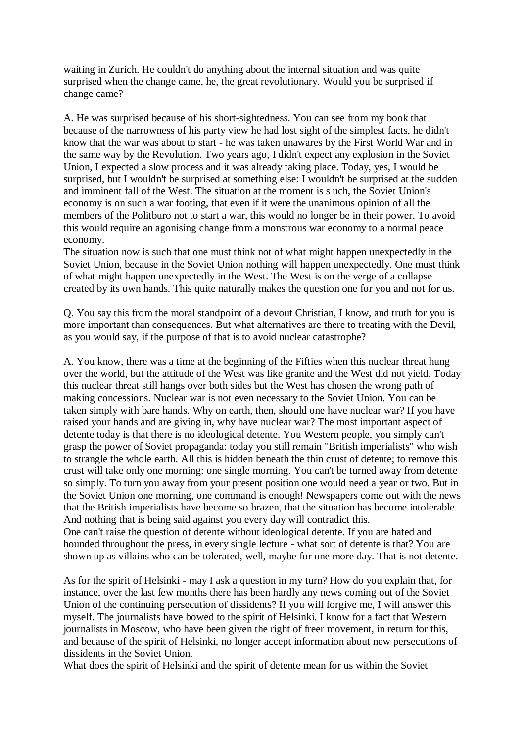waiting in Zurich. He couldn't do anything about the internal situation and was quite surprised when the change came, he, the great revolutionary. Would you be surprised if change came?

A. He was surprised because of his short-sightedness. You can see from my book that because of the narrowness of his party view he had lost sight of the simplest facts, he didn't know that the war was about to start - he was taken unawares by the First World War and in the same way by the Revolution. Two years ago, I didn't expect any explosion in the Soviet Union, I expected a slow process and it was already taking place. Today, yes, I would be surprised, but I wouldn't be surprised at something else: I wouldn't be surprised at the sudden and imminent fall of the West. The situation at the moment is s uch, the Soviet Union's economy is on such a war footing, that even if it were the unanimous opinion of all the members of the Politburo not to start a war, this would no longer be in their power. To avoid this would require an agonising change from a monstrous war economy to a normal peace economy.
The situation now is such that one must think not of what might happen unexpectedly in the Soviet Union, because in the Soviet Union nothing will happen unexpectedly. One must think of what might happen unexpectedly in the West. The West is on the verge of a collapse created by its own hands. This quite naturally makes the question one for you and not for us.

Q. You say this from the moral standpoint of a devout Christian, I know, and truth for you is more important than consequences. But what alternatives are there to treating with the Devil, as you would say, if the purpose of that is to avoid nuclear catastrophe?

A. You know, there was a time at the beginning of the Fifties when this nuclear threat hung over the world, but the attitude of the West was like granite and the West did not yield. Today this nuclear threat still hangs over both sides but the West has chosen the wrong path of making concessions. Nuclear war is not even necessary to the Soviet Union. You can be taken simply with bare hands. Why on earth, then, should one have nuclear war? If you have raised your hands and are giving in, why have nuclear war? The most important aspect of detente today is that there is no ideological detente. You Western people, you simply can't grasp the power of Soviet propaganda: today you still remain "British imperialists" who wish to strangle the whole earth. All this is hidden beneath the thin crust of detente; to remove this crust will take only one morning: one single morning. You can't be turned away from detente so simply. To turn you away from your present position one would need a year or two. But in the Soviet Union one morning, one command is enough! Newspapers come out with the news that the British imperialists have become so brazen, that the situation has become intolerable. And nothing that is being said against you every day will contradict this.
One can't raise the question of detente without ideological detente. If you are hated and hounded throughout the press, in every single lecture - what sort of detente is that? You are shown up as villains who can be tolerated, well, maybe for one more day. That is not detente.

As for the spirit of Helsinki - may I ask a question in my turn? How do you explain that, for instance, over the last few months there has been hardly any news coming out of the Soviet Union of the continuing persecution of dissidents? If you will forgive me, I will answer this myself. The journalists have bowed to the spirit of Helsinki. I know for a fact that Western journalists in Moscow, who have been given the right of freer movement, in return for this, and because of the spirit of Helsinki, no longer accept information about new persecutions of dissidents in the Soviet Union.
What does the spirit of Helsinki and the spirit of detente mean for us within the Soviet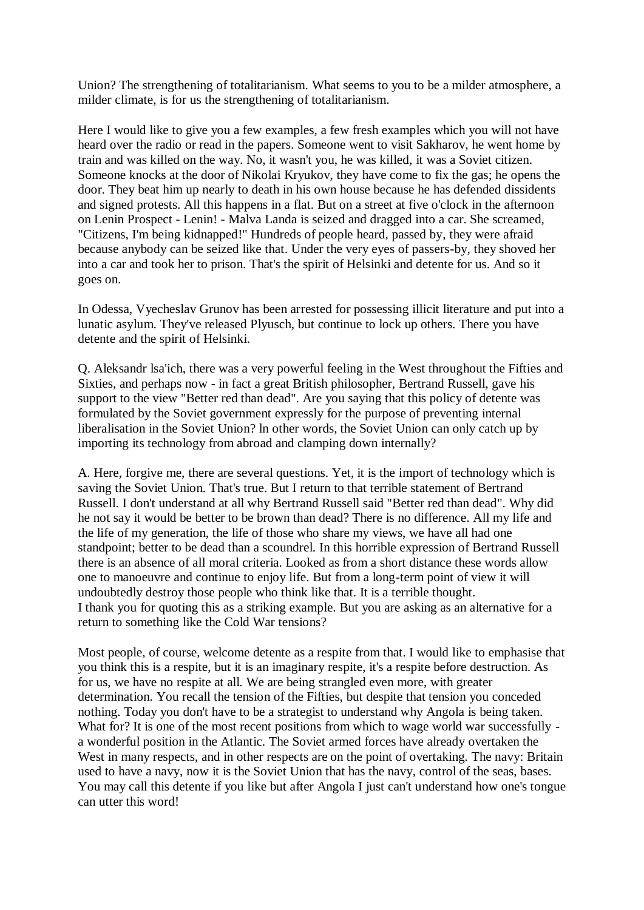Union? The strengthening of totalitarianism. What seems to you to be a milder atmosphere, a milder climate, is for us the strengthening of totalitarianism.

Here I would like to give you a few examples, a few fresh examples which you will not have heard over the radio or read in the papers. Someone went to visit Sakharov, he went home by train and was killed on the way. No, it wasn't you, he was killed, it was a Soviet citizen. Someone knocks at the door of Nikolai Kryukov, they have come to fix the gas; he opens the door. They beat him up nearly to death in his own house because he has defended dissidents and signed protests. All this happens in a flat. But on a street at five o'clock in the afternoon on Lenin Prospect - Lenin! - Malva Landa is seized and dragged into a car. She screamed, "Citizens, I'm being kidnapped!" Hundreds of people heard, passed by, they were afraid because anybody can be seized like that. Under the very eyes of passers-by, they shoved her into a car and took her to prison. That's the spirit of Helsinki and detente for us. And so it goes on.

In Odessa, Vyecheslav Grunov has been arrested for possessing illicit literature and put into a lunatic asylum. They've released Plyusch, but continue to lock up others. There you have detente and the spirit of Helsinki.

Q. Aleksandr lsa'ich, there was a very powerful feeling in the West throughout the Fifties and Sixties, and perhaps now - in fact a great British philosopher, Bertrand Russell, gave his support to the view "Better red than dead". Are you saying that this policy of detente was formulated by the Soviet government expressly for the purpose of preventing internal liberalisation in the Soviet Union? ln other words, the Soviet Union can only catch up by importing its technology from abroad and clamping down internally?

A. Here, forgive me, there are several questions. Yet, it is the import of technology which is saving the Soviet Union. That's true. But I return to that terrible statement of Bertrand Russell. I don't understand at all why Bertrand Russell said "Better red than dead". Why did he not say it would be better to be brown than dead? There is no difference. All my life and the life of my generation, the life of those who share my views, we have all had one standpoint; better to be dead than a scoundrel. In this horrible expression of Bertrand Russell there is an absence of all moral criteria. Looked as from a short distance these words allow one to manoeuvre and continue to enjoy life. But from a long-term point of view it will undoubtedly destroy those people who think like that. It is a terrible thought.
I thank you for quoting this as a striking example. But you are asking as an alternative for a return to something like the Cold War tensions?

Most people, of course, welcome detente as a respite from that. I would like to emphasise that you think this is a respite, but it is an imaginary respite, it's a respite before destruction. As for us, we have no respite at all. We are being strangled even more, with greater determination. You recall the tension of the Fifties, but despite that tension you conceded nothing. Today you don't have to be a strategist to understand why Angola is being taken. What for? It is one of the most recent positions from which to wage world war successfully - a wonderful position in the Atlantic. The Soviet armed forces have already overtaken the West in many respects, and in other respects are on the point of overtaking. The navy: Britain used to have a navy, now it is the Soviet Union that has the navy, control of the seas, bases. You may call this detente if you like but after Angola I just can't understand how one's tongue can utter this word!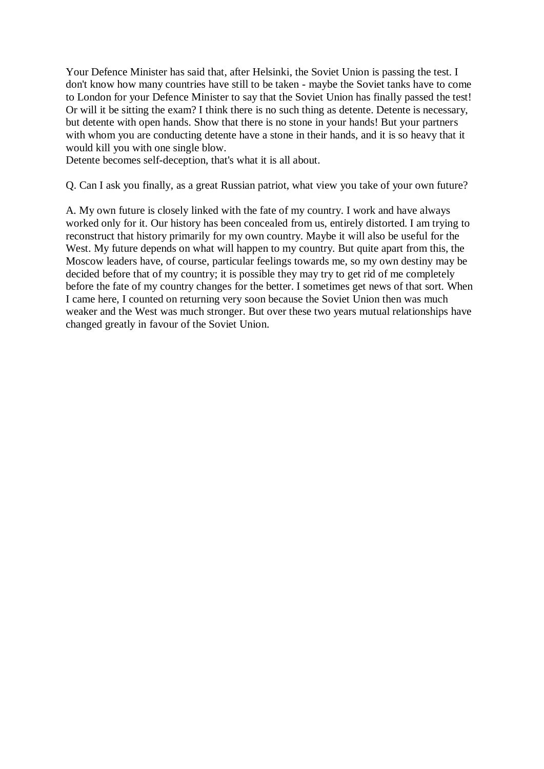Your Defence Minister has said that, after Helsinki, the Soviet Union is passing the test. I don't know how many countries have still to be taken - maybe the Soviet tanks have to come to London for your Defence Minister to say that the Soviet Union has finally passed the test! Or will it be sitting the exam? I think there is no such thing as detente. Detente is necessary, but detente with open hands. Show that there is no stone in your hands! But your partners with whom you are conducting detente have a stone in their hands, and it is so heavy that it would kill you with one single blow.
Detente becomes self-deception, that's what it is all about.

Q. Can I ask you finally, as a great Russian patriot, what view you take of your own future?

A. My own future is closely linked with the fate of my country. I work and have always worked only for it. Our history has been concealed from us, entirely distorted. I am trying to reconstruct that history primarily for my own country. Maybe it will also be useful for the West. My future depends on what will happen to my country. But quite apart from this, the Moscow leaders have, of course, particular feelings towards me, so my own destiny may be decided before that of my country; it is possible they may try to get rid of me completely before the fate of my country changes for the better. I sometimes get news of that sort. When I came here, I counted on returning very soon because the Soviet Union then was much weaker and the West was much stronger. But over these two years mutual relationships have changed greatly in favour of the Soviet Union.